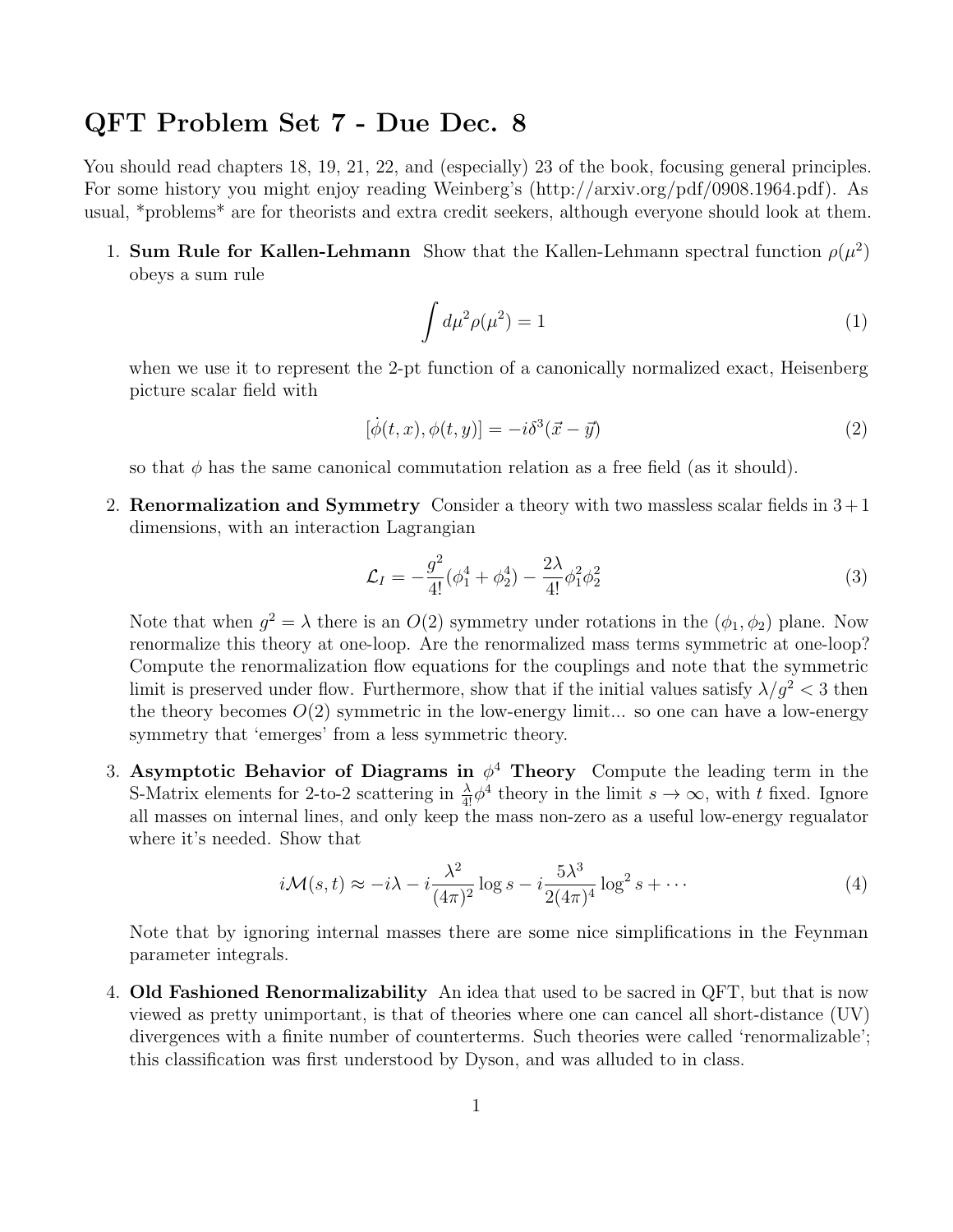# QFT Problem Set 7 - Due Dec. 8

You should read chapters 18, 19, 21, 22, and (especially) 23 of the book, focusing general principles. For some history you might enjoy reading Weinberg's (http://arxiv.org/pdf/0908.1964.pdf). As usual, *problems* are for theorists and extra credit seekers, although everyone should look at them.

1. **Sum Rule for Kallen-Lehmann** Show that the Kallen-Lehmann spectral function $\rho(\mu^2)$ obeys a sum rule

$$\int d\mu^2 \rho(\mu^2) = 1 \tag{1}$$

   when we use it to represent the 2-pt function of a canonically normalized exact, Heisenberg picture scalar field with

$$[\dot{\phi}(t,x), \phi(t,y)] = -i\delta^3(\vec{x} - \vec{y}) \tag{2}$$

   so that $\phi$ has the same canonical commutation relation as a free field (as it should).

2. **Renormalization and Symmetry** Consider a theory with two massless scalar fields in $3+1$ dimensions, with an interaction Lagrangian

$$\mathcal{L}_I = -\frac{g^2}{4!}(\phi_1^4 + \phi_2^4) - \frac{2\lambda}{4!}\phi_1^2\phi_2^2 \tag{3}$$

   Note that when $g^2 = \lambda$ there is an $O(2)$ symmetry under rotations in the $(\phi_1, \phi_2)$ plane. Now renormalize this theory at one-loop. Are the renormalized mass terms symmetric at one-loop? Compute the renormalization flow equations for the couplings and note that the symmetric limit is preserved under flow. Furthermore, show that if the initial values satisfy $\lambda/g^2 < 3$ then the theory becomes $O(2)$ symmetric in the low-energy limit... so one can have a low-energy symmetry that 'emerges' from a less symmetric theory.

3. **Asymptotic Behavior of Diagrams in $\phi^4$ Theory** Compute the leading term in the S-Matrix elements for 2-to-2 scattering in $\frac{\lambda}{4!}\phi^4$ theory in the limit $s \to \infty$, with $t$ fixed. Ignore all masses on internal lines, and only keep the mass non-zero as a useful low-energy regulator where it's needed. Show that

$$i\mathcal{M}(s,t) \approx -i\lambda - i\frac{\lambda^2}{(4\pi)^2}\log s - i\frac{5\lambda^3}{2(4\pi)^4}\log^2 s + \cdots \tag{4}$$

   Note that by ignoring internal masses there are some nice simplifications in the Feynman parameter integrals.

4. **Old Fashioned Renormalizability** An idea that used to be sacred in QFT, but that is now viewed as pretty unimportant, is that of theories where one can cancel all short-distance (UV) divergences with a finite number of counterterms. Such theories were called 'renormalizable'; this classification was first understood by Dyson, and was alluded to in class.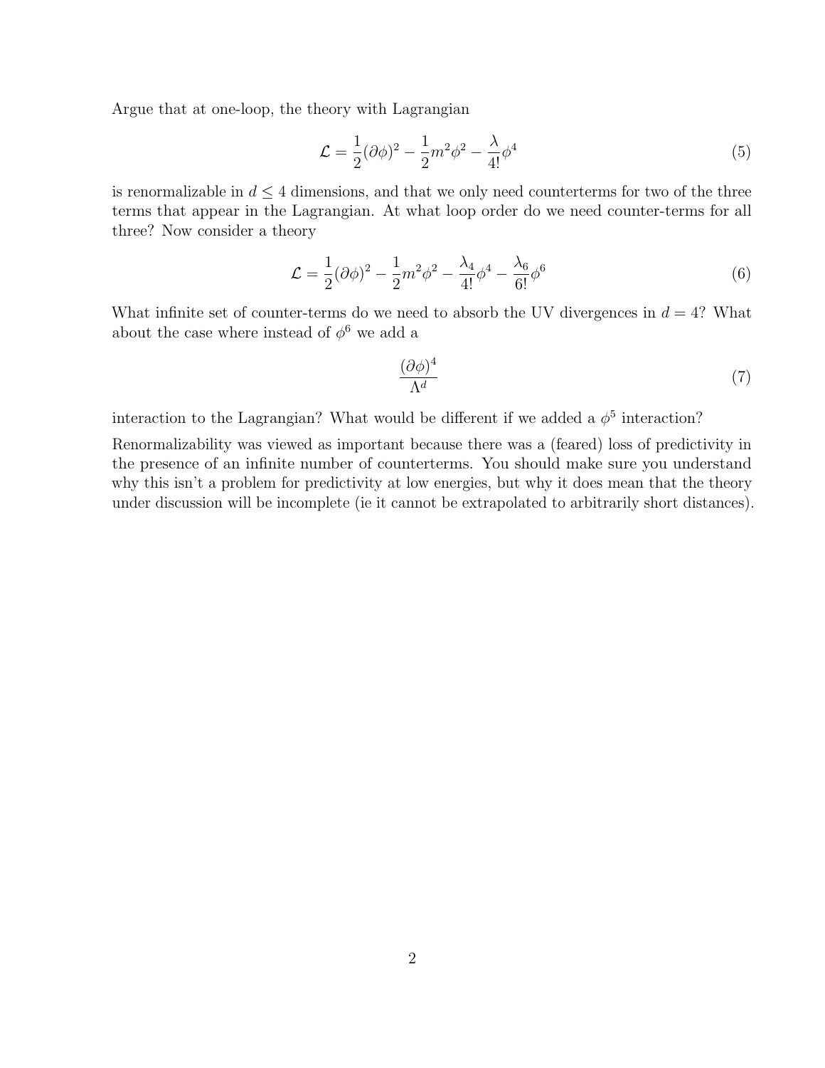Argue that at one-loop, the theory with Lagrangian

$$\mathcal{L} = \frac{1}{2}(\partial\phi)^2 - \frac{1}{2}m^2\phi^2 - \frac{\lambda}{4!}\phi^4 \tag{5}$$

is renormalizable in $d \leq 4$ dimensions, and that we only need counterterms for two of the three terms that appear in the Lagrangian. At what loop order do we need counter-terms for all three? Now consider a theory

$$\mathcal{L} = \frac{1}{2}(\partial\phi)^2 - \frac{1}{2}m^2\phi^2 - \frac{\lambda_4}{4!}\phi^4 - \frac{\lambda_6}{6!}\phi^6 \tag{6}$$

What infinite set of counter-terms do we need to absorb the UV divergences in $d = 4$? What about the case where instead of $\phi^6$ we add a

$$\frac{(\partial\phi)^4}{\Lambda^d} \tag{7}$$

interaction to the Lagrangian? What would be different if we added a $\phi^5$ interaction?

Renormalizability was viewed as important because there was a (feared) loss of predictivity in the presence of an infinite number of counterterms. You should make sure you understand why this isn't a problem for predictivity at low energies, but why it does mean that the theory under discussion will be incomplete (ie it cannot be extrapolated to arbitrarily short distances).